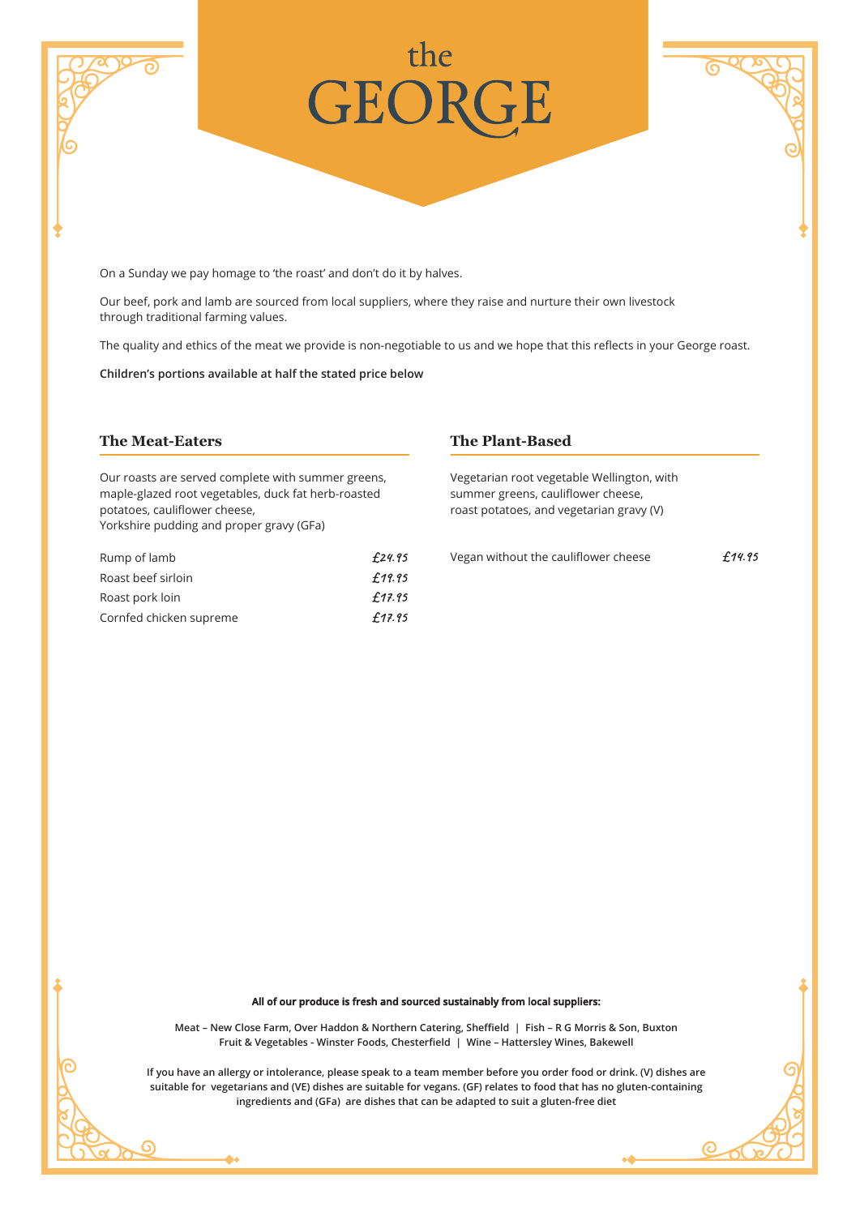# the GEORGE

On a Sunday we pay homage to 'the roast' and don't do it by halves.

Our beef, pork and lamb are sourced from local suppliers, where they raise and nurture their own livestock through traditional farming values.

The quality and ethics of the meat we provide is non-negotiable to us and we hope that this reflects in your George roast.

**Children's portions available at half the stated price below**

## The Meat-Eaters

Our roasts are served complete with summer greens, maple-glazed root vegetables, duck fat herb-roasted potatoes, cauliflower cheese,
Yorkshire pudding and proper gravy (GFa)

| | |
|---|---|
| Rump of lamb | £24.95 |
| Roast beef sirloin | £19.95 |
| Roast pork loin | £17.95 |
| Cornfed chicken supreme | £17.95 |

## The Plant-Based

Vegetarian root vegetable Wellington, with summer greens, cauliflower cheese, roast potatoes, and vegetarian gravy (V)

| | |
|---|---|
| Vegan without the cauliflower cheese | £14.95 |

**All of our produce is fresh and sourced sustainably from local suppliers:**

**Meat – New Close Farm, Over Haddon & Northern Catering, Sheffield | Fish – R G Morris & Son, Buxton**
**Fruit & Vegetables - Winster Foods, Chesterfield | Wine – Hattersley Wines, Bakewell**

**If you have an allergy or intolerance, please speak to a team member before you order food or drink. (V) dishes are suitable for vegetarians and (VE) dishes are suitable for vegans. (GF) relates to food that has no gluten-containing ingredients and (GFa) are dishes that can be adapted to suit a gluten-free diet**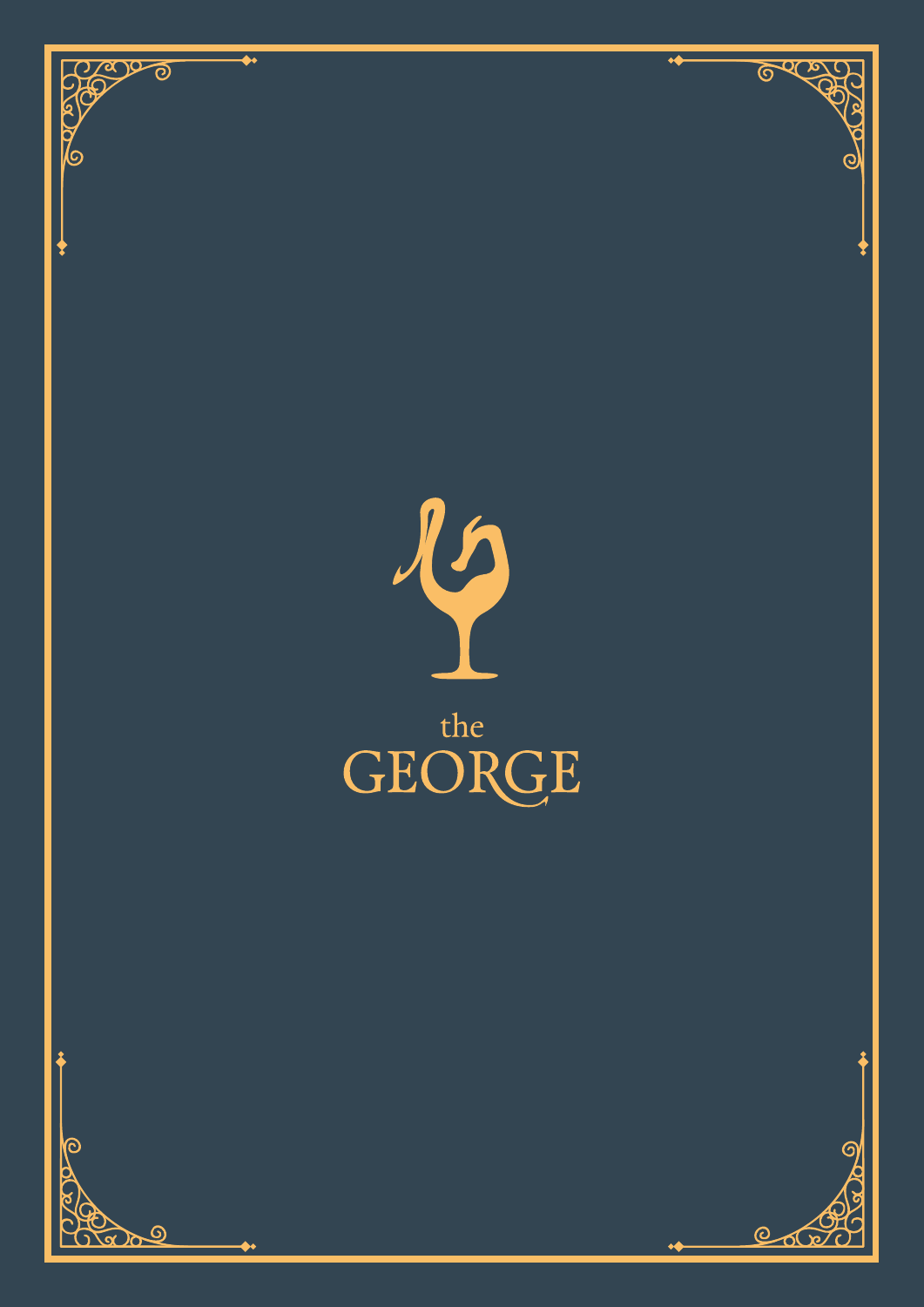the
GEORGE